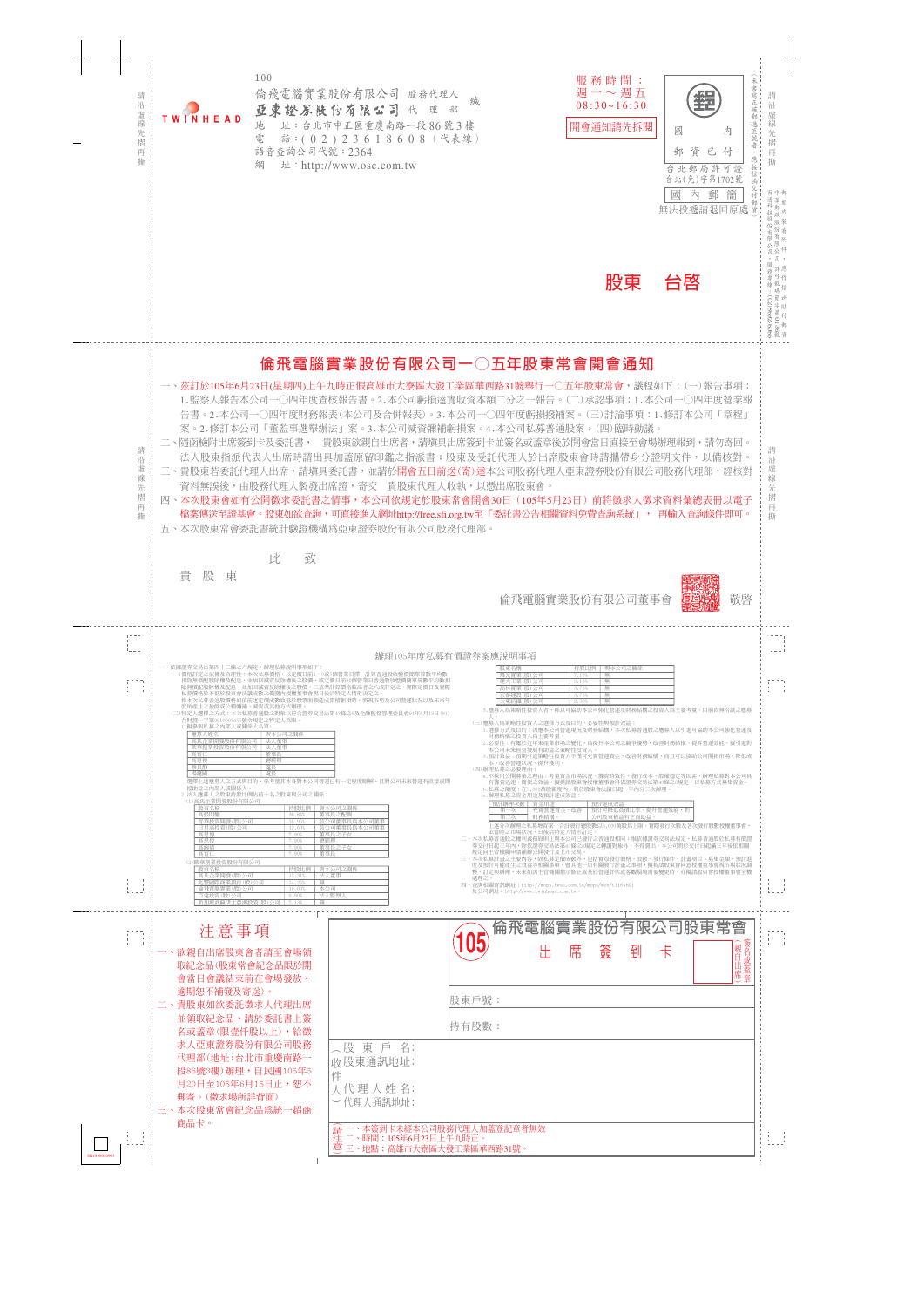100

倫飛電腦實業股份有限公司 股務代理人 緘

亞東證券股份有限公司 代 理 部

地 址：台北市中正區重慶南路一段86號3樓

電 話：(02)2361-8608(代表線)

語音查詢公司代號：2364

網 址：http://www.osc.com.tw

TWINHEAD

服務時間：週一～週五 08:30~16:30

開會通知請先拆閱

國內郵資已付

台北郵局許可證 台北(北)字第1702號

國內郵簡

無法投遞請退回原處

股東 台啓

# 倫飛電腦實業股份有限公司一〇五年股東常會開會通知

一、茲訂於105年6月23日(星期四)上午九時正假高雄市大寮區大發工業區華西路31號舉行一〇五年股東常會，議程如下：(一)報告事項：1.監察人報告本公司一〇四年度查核報告書。2.本公司虧損達實收資本額二分之一報告。(二)承認事項：1.本公司一〇四年度營業報告書。2.本公司一〇四年度財務報表(本公司及合併報表)。3.本公司一〇四年度虧損撥補案。(三)討論事項：1.修訂本公司「章程」案。2.修訂本公司「董監事選舉辦法」案。3.本公司減資彌補虧損案。4.本公司私募普通股案。(四)臨時動議。

二、隨函檢附出席簽到卡及委託書，　貴股東欲親自出席者，請填具出席簽到卡並簽名或蓋章後於開會當日直接至會場辦理報到，請勿寄回。法人股東指派代表人出席時請出具加蓋原留印鑑之指派書；股東及受託代理人於出席股東會時請攜帶身分證明文件，以備核對。

三、貴股東若委託代理人出席，請填具委託書，並請於開會五日前送(寄)達本公司股務代理人亞東證券股份有限公司股務代理部，經核對資料無誤後，由股務代理人製發出席證，寄交　貴股東代理人收執，以憑出席股東會。

四、本次股東常會如有公開徵求委託書之情事，本公司依規定於股東會開會30日（105年5月23日）前將徵求人徵求資料彙總表冊以電子檔案傳送至證基會。股東如欲查詢，可直接進入網址http://free.sfi.org.tw至「委託書公告相關資料免費查詢系統」，再輸入查詢條件即可。

五、本次股東常會委託書統計驗證機構為亞東證券股份有限公司股務代理部。

此　致

貴 股 東

倫飛電腦實業股份有限公司董事會　敬啓

## 辦理105年度私募有價證券應說明事項

## 注意事項

一、欲親自出席股東會者請至會場領取紀念品(股東常會紀念品限於開會當日會議結束前在會場發放，逾期恕不補發及寄送)。

二、貴股東如欲委託徵求人代理出席並領取紀念品，請於委託書上簽名或蓋章(限壹仟股以上)，給徵求人亞東證券股份有限公司股務代理部(地址:台北市重慶南路一段86號3樓)辦理，自民國105年5月20日至105年6月15日止，恕不郵寄。(徵求場所詳背面)

三、本次股東常會紀念品統一超商商品卡。

## 105 倫飛電腦實業股份有限公司股東常會 出席簽到卡

簽名或蓋章(限自出席)

股東戶號：

持有股數：

股 東 戶 名：

收股東通訊地址：

件

人代 理 人 姓 名：

代理人通訊地址：

注意：
一、本簽到卡未經本公司股務代理人加蓋登記章者無效
二、時間：105年6月23日上午九時正。
三、地點：高雄市大寮區大發工業區華西路31號。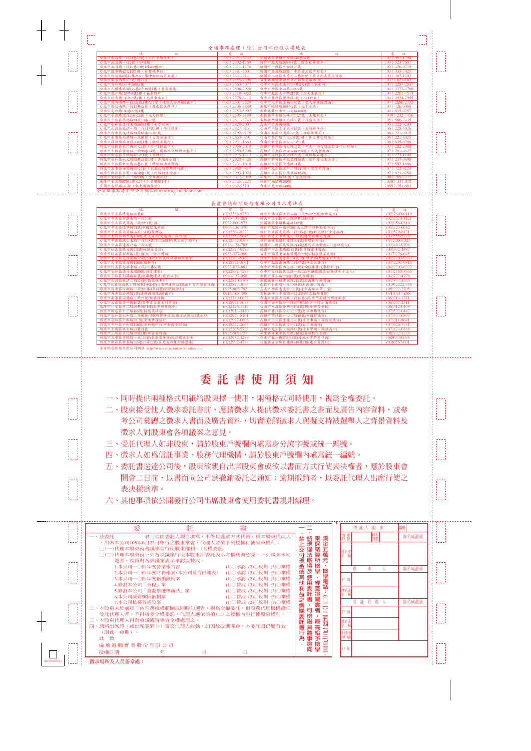## 全通事務處理（股）公司部份徵求場地表

| 地址 | 電話 | 地址 | 電話 |
|---|---|---|---|
| 台北市南昌路一段31巷13號（南門市場後面） | (02)2351-6733 | 桃園市桃園區… | (03)357-1798 |
| 台北市武昌街一段2號（中山堂） | (02)2392-1769 | 新竹市… | (03)523-7681 |
| 台北市武昌街一段16巷10號1樓&2樓之1 | (02)2311-1376 | 桃園市中壢區… | (03)426-0715 |
| 台北市懷寧街42之1號1樓 | (02)2381-8001 | 桃園市… | (03)335-7025 |
| 台北市館前路6號12樓之8 | (02)2331-2141 | 桃園市… | (03)367-1202 |
| 台北市南京西路163號1樓 | (02)2555-7396 | 苗栗縣… | (037)627-163 |
| 台北市吉林路144巷10號2樓 | (02)2563-5077 | 台中市… | (04)2287-2837 |
| 台北市長春路376號… | (02)2506-2926 | 台中市… | (04)2372-4785 |
| 台北市… | (02)2718-0952 | 台中市… | (04)2201-4514 |
| 台北市延吉街135之2號… | (02)2778-3412 | 台中市… | (04)2524-2985 |
| 台北市復興南路一段321號… | (02)2501-5529 | 台中市… | (04)2686-2732 |
| 台北市敦化南路二段… | (02)2706-3889 | 彰化市… | (04)726-0060 |
| 台北市光復南路… | (02)2753-5992 | 彰化縣… | (04)835-0257 |
| 台北市承德路三段… | (02)2595-6189 | 南投縣… | (049)232-7456 |
| 台北市士林區… | (02)2811-3743 | 雲林縣… | (05)586-2435 |
| 台北市士林區… | (02)2828-2007 | 嘉義市… | (05)222-3203 |
| 台北市北投區… | (02)2827-9151 | 台南市… | (06)228-6026 |
| 台北市內湖區… | (02)8792-9175 | 台南市… | (06)221-9015 |
| 台北市南港區… | (02)2653-9791 | 台南市… | (06)221-8925 |
| 台北市… | (02)2931-1663 | 台南市… | (06)635-0786 |
| 新北市板橋區… | (02)2956-2019 | 高雄市… | (07)282-2088 |
| 新北市三重區… | (02)2259-5798 | 高雄市… | (07)201-4827 |
| 新北市永和區… | (02)2915-1413 | 高雄市… | (07)723-1100 |
| 新北市中和區… | (02)2920-8426 | 高雄市… | (07)237-9998 |
| 新北市… | (02)2231-1618 | 高雄市… | (07)582-1886 |
| 新北市… | (02)2980-1817 | 高雄市… | (07)722-9124 |
| 新北市… | (02)2993-1020 | 高雄市… | (07)623-6250 |
| 新北市… | (02)2677-2049 | 屏東市… | (08)765-7277 |
| 基隆市… | (02)2425-7224 | 花蓮市… | (038)331-010 |
| 宜蘭市… | (03)932-9510 | 台東市… | (089)351-883 |

全省徵求點請參照公司網站chuentung.incdoor.com

## 長龍會議顧問股份有限公司徵求場地表

| 地址 | 電話 | 地址 | 電話 |
|---|---|---|---|
| 台北市中正區… | (02)2388-8750 | 新北市林口區… | (02)2609-0119 |
| 台北市中正區… | 0980-137-008 | 新北市… | (02)2620-4121 |
| 台北市… | 0932-000-573 | 宜蘭縣… | (03)956-0316 |
| 台北市… | 0966-136-379 | 新竹市… | (03)523-6082 |
| 台北市… | (02)2364-8222 | 新竹縣… | (03)579-8131 |
| 台北市… | (02)2552-9645 | 新竹縣… | (03)555-5276 |
| 台北市… | (02)2542-9368 | 新竹縣… | 0932-289-225 |
| 台北市… | 0936-128-785 | 桃園市… | (03)494-9706 |
| 台北市… | (02)2577-9279 | 桃園市… | (03)332-4887 |
| 台北市… | 0956-327-999 | 苗栗縣… | (037)276-045 |
| 台北市… | (02)2703-9167 | 台中市… | (04)2205-5943 |
| 台北市… | (02)8771-3691 | 台中市… | (04)2291-9818 |
| 台北市… | 0933-073-881 | 台中市… | (04)2203-6232 |
| 台北市… | (02)2831-7286 | 台中市… | (04)2560-3566 |
| 台北市… | 0980-137-058 | 彰化市… | (04)722-4778 |
| 台北市… | (02)2820-5708 | 彰化縣… | (04)834-4546 |
| 台北市… | (02)2827-3035 | 南投縣… | (049)2222-366 |
| 台北市… | 0935-805-792 | 嘉義市… | (05)222-2705 |
| 台北市… | 0916-168-498 | 雲林縣… | 0910-544-688 |
| 台北市… | (02)2789-0622 | 台南市… | (06)214-1371 |
| 台北市… | (02)8931-5058 | 台南市… | (06)297-2511 |
| 台北市… | (02)2426-1714 | 台南市… | (06)312-0498 |
| 新北市… | (02)2913-3480 | 高雄市… | (07)532-0447 |
| 新北市… | (02)2924-8101 | 高雄市… | (07)333-6897 |
| 新北市… | (02)2927-0606 | 高雄市… | (07)311-8641 |
| 新北市… | (02)8242-2665 | 高雄市… | (07)626-7751 |
| 新北市… | (02)2265-5723 | 高雄市… | (07)823-0388 |
| 新北市… | 0925-300-727 | 屏東縣… | (08)732-1226 |
| 新北市… | (02)2982-4289 | 台東縣… | (089)339-095 |
| 新北市… | (02)2992-4784 | 花蓮縣… | (038)560-001 |

全省徵求點請參照公司網站 http://www.cloo.com.tw/location.php

# 委託書使用須知

一、同時提供兩種格式用紙給股東擇一使用，兩種格式同時使用，視為全權委託。

二、股東接受他人徵求委託書前，應請徵求人提供徵求委託書之書面及廣告內容資料，或參考公司彙總之徵求人書面及廣告資料，切實瞭解徵求人與擬支持被選舉人之背景資料及徵求人對股東會各項議案之意見。

三、受託代理人如非股東，請於股東戶號欄內填寫身分證字號或統一編號。

四、徵求人如為信託事業、股務代理機構，請於股東戶號欄內填寫統一編號。

五、委託書送達公司後，股東欲親自出席股東會或欲以書面方式行使表決權者，應於股東會開會二日前，以書面向公司為撤銷委託之通知；逾期撤銷者，以委託代理人出席行使之表決權為準。

六、其他事項依公開發行公司出席股東會使用委託書規則辦理。

## 委託書

一、茲委託＿＿＿＿君（須由委託人親自填寫，不得以蓋章方式代替）為本股東代理人，出席本公司105年6月23日舉行之股東常會，代理人並依下列授權行使股東權利：

□（一）代理本股東就會議事項行使股東權利。（全權委託）

□（二）代理本股東就下列各項議案行使本股東所委託表示之權利與意見，下列議案未勾選者，視為對各該議案表示承認或贊成。

| 議案 | | | |
|---|---|---|---|
| 1.本公司一○四年度營業報告書 | (1)○承認 | (2)○反對 | (3)○棄權 |
| 2.本公司一○四年度財務報表（本公司及合併報表） | (1)○承認 | (2)○反對 | (3)○棄權 |
| 3.本公司一○四年度虧損撥補案 | (1)○承認 | (2)○反對 | (3)○棄權 |
| 4.修訂本公司「章程」案 | (1)○贊成 | (2)○反對 | (3)○棄權 |
| 5.修訂本公司「董監事選舉辦法」案 | (1)○贊成 | (2)○反對 | (3)○棄權 |
| 6.本公司減資彌補虧損案 | (1)○贊成 | (2)○反對 | (3)○棄權 |
| 7.本公司私募普通股案 | (1)○贊成 | (2)○反對 | (3)○棄權 |

二、本股東未於前項（二）內勾選授權範圍或同時勾選者，視為全權委託，但股務代理機構擔任受託代理人者，不得接受全權委託，代理人應依前項（二）之授權內容行使股東權利。

三、本股東代理人得對會議臨時事宜全權處理之。

四、請將出席證（或出席簽到卡）寄交代理人收執，如因故改期開會，本委託書仍屬有效（限此一會期）。

此　致

倫飛電腦實業股份有限公司

授權日期　　年　　月　　日

一、禁止交付現金或其他利益之價購委託書行為。

二、發現違法取得及使用委託書，可檢具事證向集保結算所檢舉，經查證屬實者，最高給予檢舉獎金五萬元，檢舉電話：（○二）二五四七—三三三三。

| 委託人（股東） | | | 簽名或蓋章 |
|---|---|---|---|
| 股東戶號 | | 持有股數 | |
| 姓名或名稱 | | | |
| 徵求人 | | | 簽名或蓋章 |
| 戶號 | | | |
| 姓名或名稱 | | | |
| 受託代理人 | | | 簽名或蓋章 |
| 戶號 | | | |
| 姓名或名稱 | | | |
| 身分證統一編號 | | | |
| 住址 | | | |

徵求場所及人員簽章處：